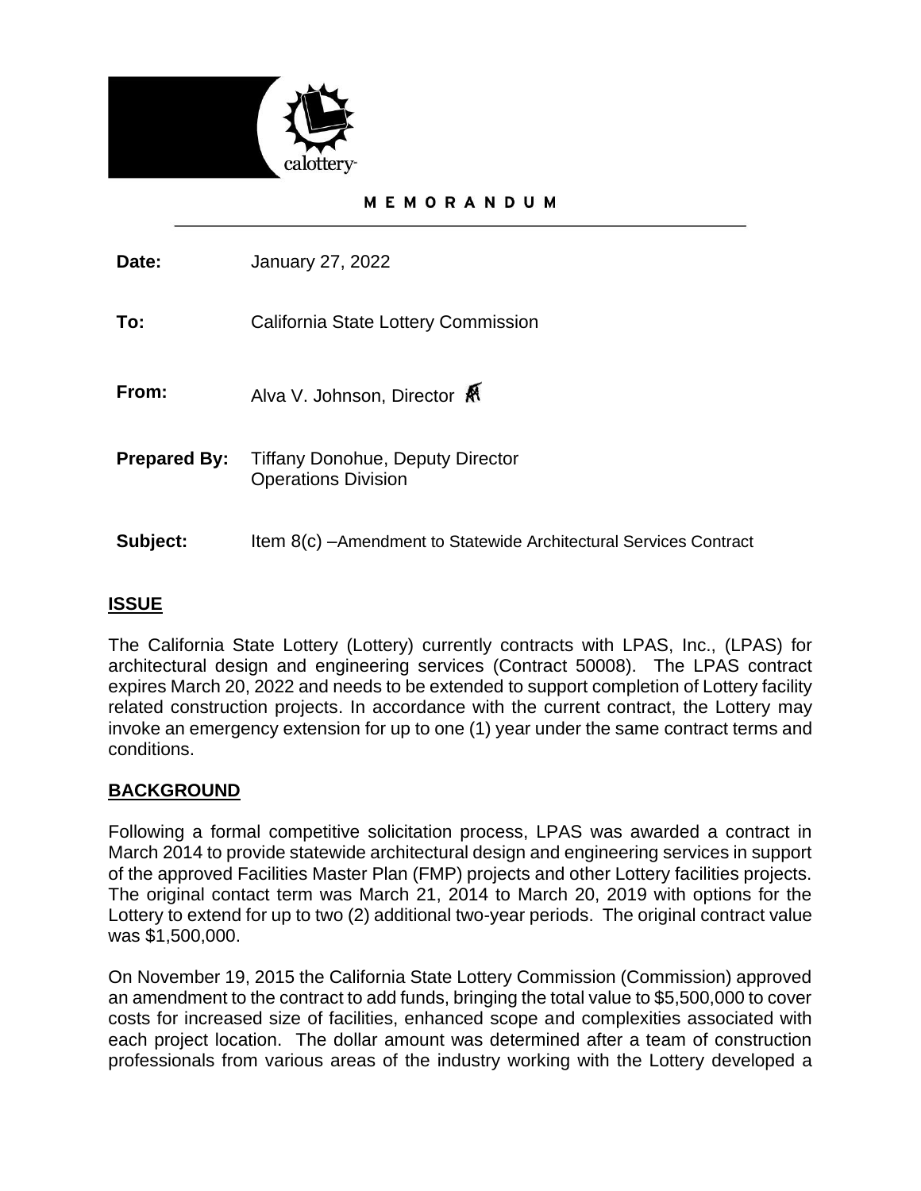calottery

**MEMORANDUM**

| | |
|---|---|
| **Date:** | January 27, 2022 |
| **To:** | California State Lottery Commission |
| **From:** | Alva V. Johnson, Director |
| **Prepared By:** | Tiffany Donohue, Deputy Director<br>Operations Division |
| **Subject:** | Item 8(c) –Amendment to Statewide Architectural Services Contract |

## ISSUE

The California State Lottery (Lottery) currently contracts with LPAS, Inc., (LPAS) for architectural design and engineering services (Contract 50008). The LPAS contract expires March 20, 2022 and needs to be extended to support completion of Lottery facility related construction projects. In accordance with the current contract, the Lottery may invoke an emergency extension for up to one (1) year under the same contract terms and conditions.

## BACKGROUND

Following a formal competitive solicitation process, LPAS was awarded a contract in March 2014 to provide statewide architectural design and engineering services in support of the approved Facilities Master Plan (FMP) projects and other Lottery facilities projects. The original contact term was March 21, 2014 to March 20, 2019 with options for the Lottery to extend for up to two (2) additional two-year periods. The original contract value was $1,500,000.

On November 19, 2015 the California State Lottery Commission (Commission) approved an amendment to the contract to add funds, bringing the total value to $5,500,000 to cover costs for increased size of facilities, enhanced scope and complexities associated with each project location. The dollar amount was determined after a team of construction professionals from various areas of the industry working with the Lottery developed a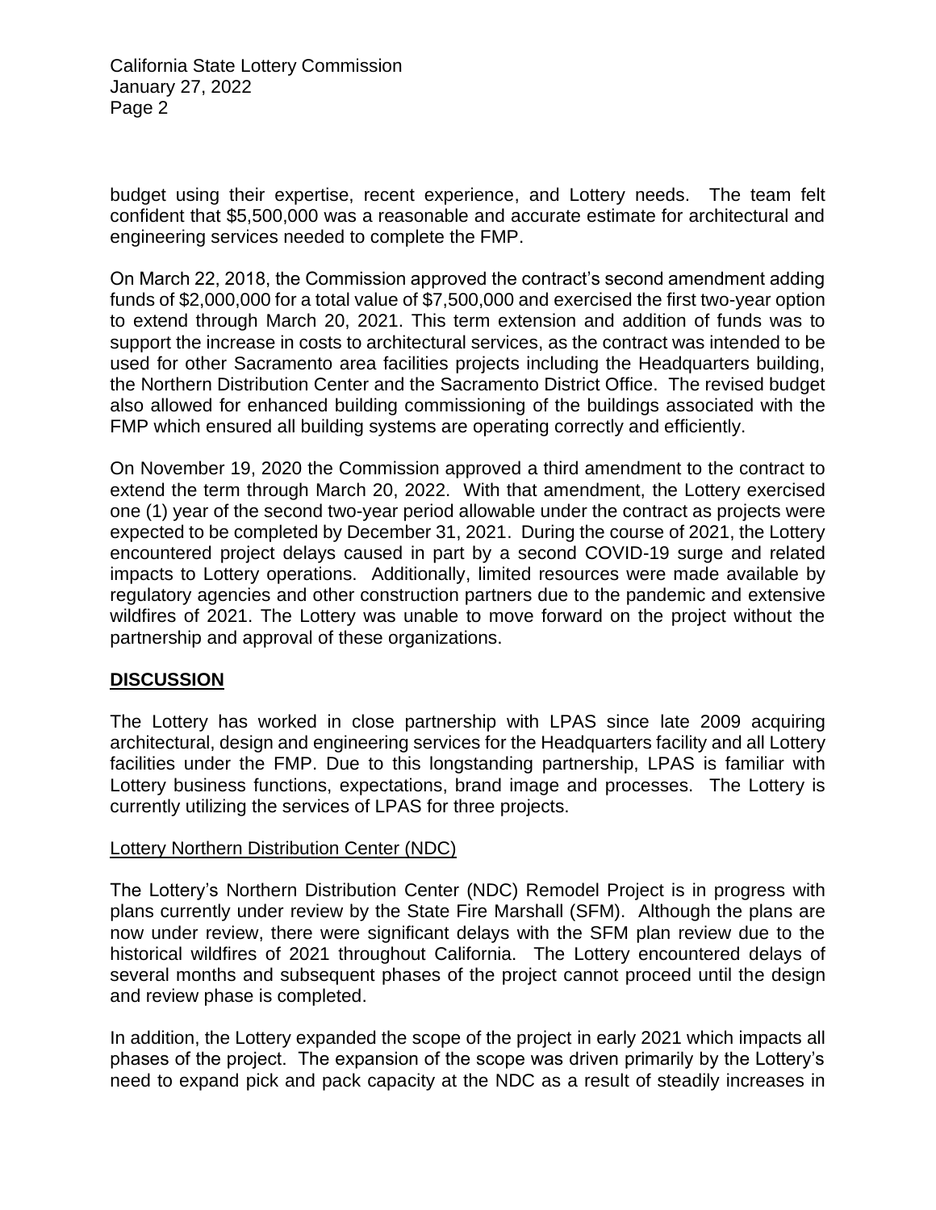budget using their expertise, recent experience, and Lottery needs. The team felt confident that $5,500,000 was a reasonable and accurate estimate for architectural and engineering services needed to complete the FMP.

On March 22, 2018, the Commission approved the contract's second amendment adding funds of $2,000,000 for a total value of $7,500,000 and exercised the first two-year option to extend through March 20, 2021. This term extension and addition of funds was to support the increase in costs to architectural services, as the contract was intended to be used for other Sacramento area facilities projects including the Headquarters building, the Northern Distribution Center and the Sacramento District Office. The revised budget also allowed for enhanced building commissioning of the buildings associated with the FMP which ensured all building systems are operating correctly and efficiently.

On November 19, 2020 the Commission approved a third amendment to the contract to extend the term through March 20, 2022. With that amendment, the Lottery exercised one (1) year of the second two-year period allowable under the contract as projects were expected to be completed by December 31, 2021. During the course of 2021, the Lottery encountered project delays caused in part by a second COVID-19 surge and related impacts to Lottery operations. Additionally, limited resources were made available by regulatory agencies and other construction partners due to the pandemic and extensive wildfires of 2021. The Lottery was unable to move forward on the project without the partnership and approval of these organizations.

## DISCUSSION

The Lottery has worked in close partnership with LPAS since late 2009 acquiring architectural, design and engineering services for the Headquarters facility and all Lottery facilities under the FMP. Due to this longstanding partnership, LPAS is familiar with Lottery business functions, expectations, brand image and processes. The Lottery is currently utilizing the services of LPAS for three projects.

### Lottery Northern Distribution Center (NDC)

The Lottery's Northern Distribution Center (NDC) Remodel Project is in progress with plans currently under review by the State Fire Marshall (SFM). Although the plans are now under review, there were significant delays with the SFM plan review due to the historical wildfires of 2021 throughout California. The Lottery encountered delays of several months and subsequent phases of the project cannot proceed until the design and review phase is completed.

In addition, the Lottery expanded the scope of the project in early 2021 which impacts all phases of the project. The expansion of the scope was driven primarily by the Lottery's need to expand pick and pack capacity at the NDC as a result of steadily increases in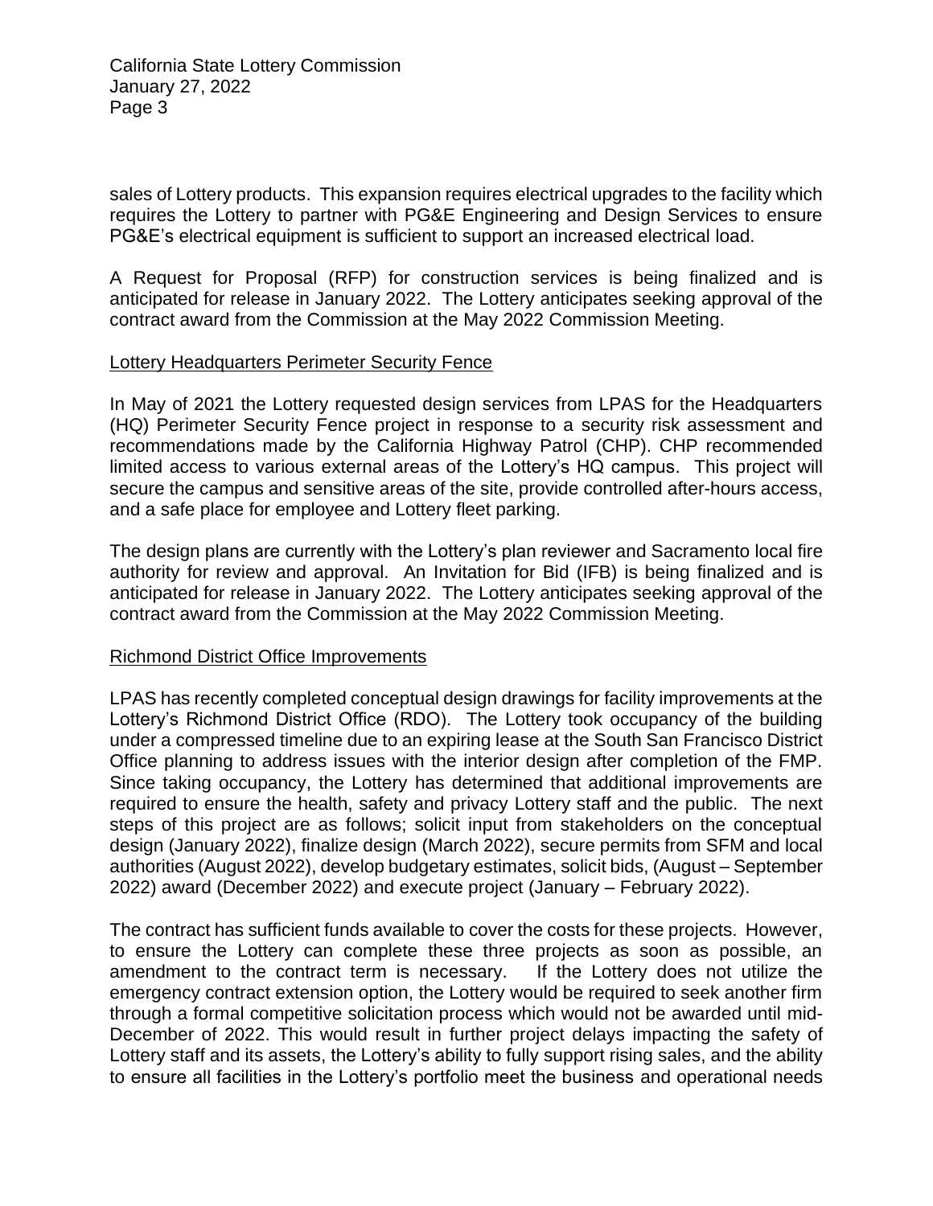sales of Lottery products. This expansion requires electrical upgrades to the facility which requires the Lottery to partner with PG&E Engineering and Design Services to ensure PG&E's electrical equipment is sufficient to support an increased electrical load.

A Request for Proposal (RFP) for construction services is being finalized and is anticipated for release in January 2022. The Lottery anticipates seeking approval of the contract award from the Commission at the May 2022 Commission Meeting.

<u>Lottery Headquarters Perimeter Security Fence</u>

In May of 2021 the Lottery requested design services from LPAS for the Headquarters (HQ) Perimeter Security Fence project in response to a security risk assessment and recommendations made by the California Highway Patrol (CHP). CHP recommended limited access to various external areas of the Lottery's HQ campus. This project will secure the campus and sensitive areas of the site, provide controlled after-hours access, and a safe place for employee and Lottery fleet parking.

The design plans are currently with the Lottery's plan reviewer and Sacramento local fire authority for review and approval. An Invitation for Bid (IFB) is being finalized and is anticipated for release in January 2022. The Lottery anticipates seeking approval of the contract award from the Commission at the May 2022 Commission Meeting.

<u>Richmond District Office Improvements</u>

LPAS has recently completed conceptual design drawings for facility improvements at the Lottery's Richmond District Office (RDO). The Lottery took occupancy of the building under a compressed timeline due to an expiring lease at the South San Francisco District Office planning to address issues with the interior design after completion of the FMP. Since taking occupancy, the Lottery has determined that additional improvements are required to ensure the health, safety and privacy Lottery staff and the public. The next steps of this project are as follows; solicit input from stakeholders on the conceptual design (January 2022), finalize design (March 2022), secure permits from SFM and local authorities (August 2022), develop budgetary estimates, solicit bids, (August – September 2022) award (December 2022) and execute project (January – February 2022).

The contract has sufficient funds available to cover the costs for these projects. However, to ensure the Lottery can complete these three projects as soon as possible, an amendment to the contract term is necessary. If the Lottery does not utilize the emergency contract extension option, the Lottery would be required to seek another firm through a formal competitive solicitation process which would not be awarded until mid-December of 2022. This would result in further project delays impacting the safety of Lottery staff and its assets, the Lottery's ability to fully support rising sales, and the ability to ensure all facilities in the Lottery's portfolio meet the business and operational needs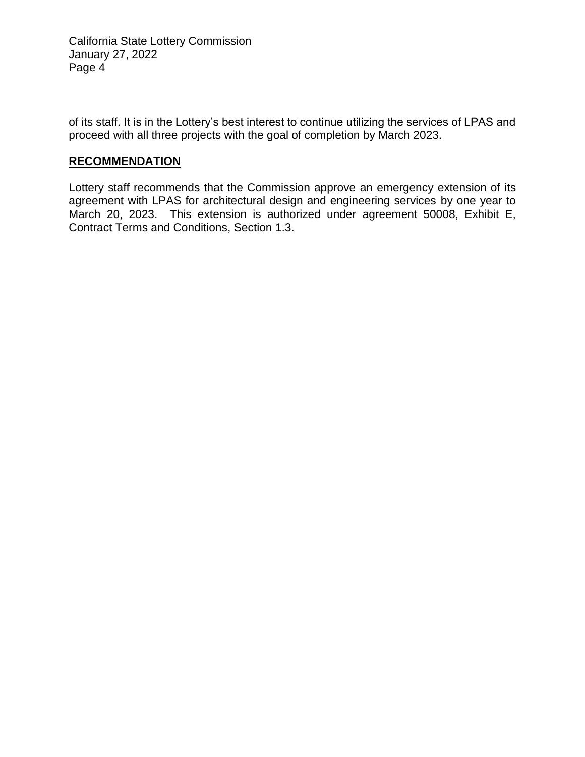of its staff. It is in the Lottery's best interest to continue utilizing the services of LPAS and proceed with all three projects with the goal of completion by March 2023.

## RECOMMENDATION

Lottery staff recommends that the Commission approve an emergency extension of its agreement with LPAS for architectural design and engineering services by one year to March 20, 2023. This extension is authorized under agreement 50008, Exhibit E, Contract Terms and Conditions, Section 1.3.